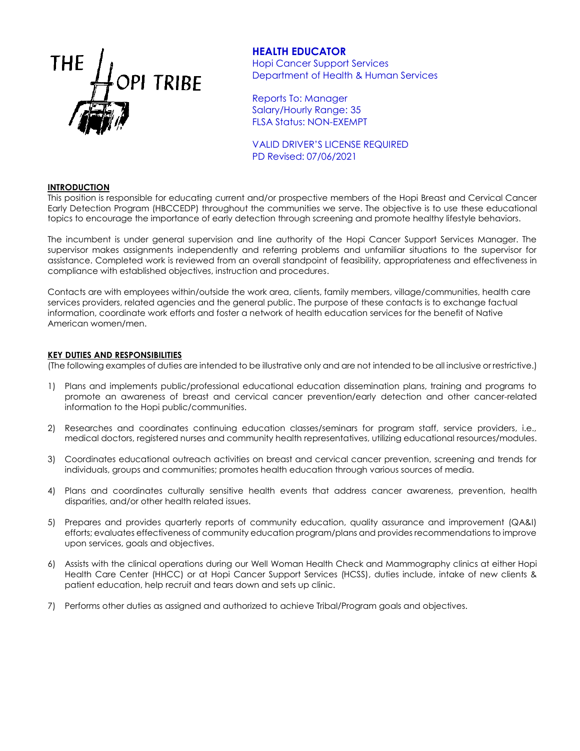THE HOPI TRIBE

# HEALTH EDUCATOR

Hopi Cancer Support Services
Department of Health & Human Services

Reports To: Manager
Salary/Hourly Range: 35
FLSA Status: NON-EXEMPT

VALID DRIVER'S LICENSE REQUIRED
PD Revised: 07/06/2021

## INTRODUCTION

This position is responsible for educating current and/or prospective members of the Hopi Breast and Cervical Cancer Early Detection Program (HBCCEDP) throughout the communities we serve. The objective is to use these educational topics to encourage the importance of early detection through screening and promote healthy lifestyle behaviors.

The incumbent is under general supervision and line authority of the Hopi Cancer Support Services Manager. The supervisor makes assignments independently and referring problems and unfamiliar situations to the supervisor for assistance. Completed work is reviewed from an overall standpoint of feasibility, appropriateness and effectiveness in compliance with established objectives, instruction and procedures.

Contacts are with employees within/outside the work area, clients, family members, village/communities, health care services providers, related agencies and the general public. The purpose of these contacts is to exchange factual information, coordinate work efforts and foster a network of health education services for the benefit of Native American women/men.

## KEY DUTIES AND RESPONSIBILITIES

(The following examples of duties are intended to be illustrative only and are not intended to be all inclusive or restrictive.)

1) Plans and implements public/professional educational education dissemination plans, training and programs to promote an awareness of breast and cervical cancer prevention/early detection and other cancer-related information to the Hopi public/communities.
2) Researches and coordinates continuing education classes/seminars for program staff, service providers, i.e., medical doctors, registered nurses and community health representatives, utilizing educational resources/modules.
3) Coordinates educational outreach activities on breast and cervical cancer prevention, screening and trends for individuals, groups and communities; promotes health education through various sources of media.
4) Plans and coordinates culturally sensitive health events that address cancer awareness, prevention, health disparities, and/or other health related issues.
5) Prepares and provides quarterly reports of community education, quality assurance and improvement (QA&I) efforts; evaluates effectiveness of community education program/plans and provides recommendations to improve upon services, goals and objectives.
6) Assists with the clinical operations during our Well Woman Health Check and Mammography clinics at either Hopi Health Care Center (HHCC) or at Hopi Cancer Support Services (HCSS), duties include, intake of new clients & patient education, help recruit and tears down and sets up clinic.
7) Performs other duties as assigned and authorized to achieve Tribal/Program goals and objectives.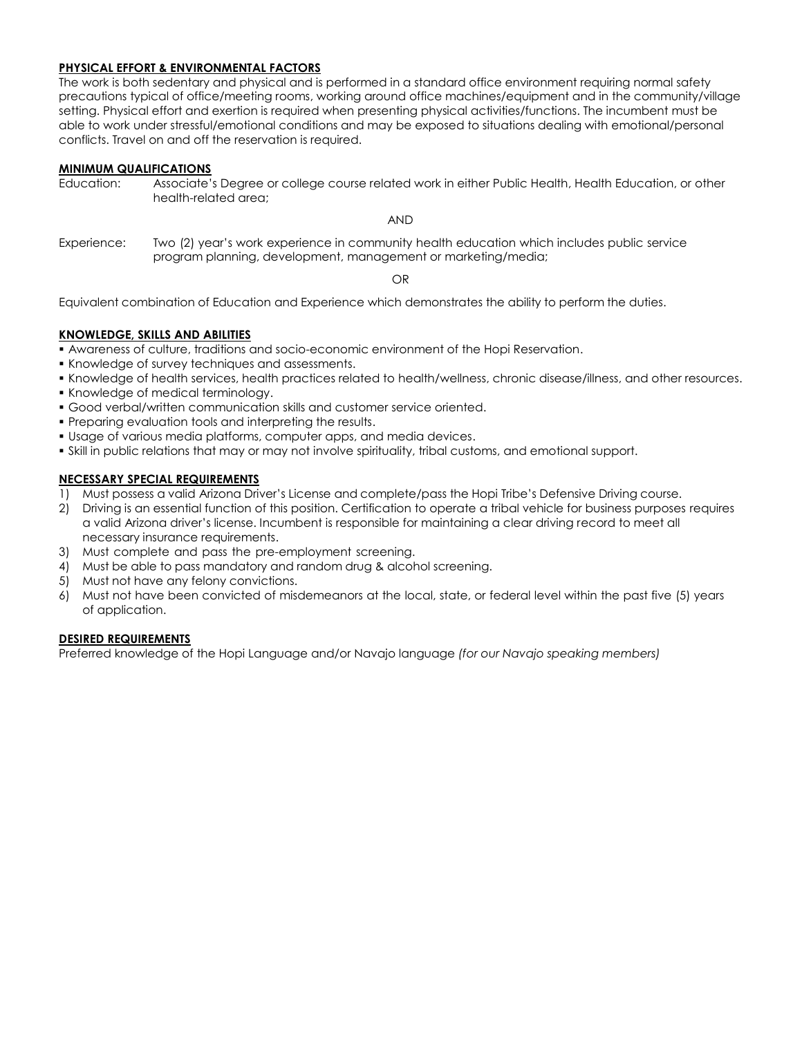**PHYSICAL EFFORT & ENVIRONMENTAL FACTORS**

The work is both sedentary and physical and is performed in a standard office environment requiring normal safety precautions typical of office/meeting rooms, working around office machines/equipment and in the community/village setting. Physical effort and exertion is required when presenting physical activities/functions. The incumbent must be able to work under stressful/emotional conditions and may be exposed to situations dealing with emotional/personal conflicts. Travel on and off the reservation is required.

**MINIMUM QUALIFICATIONS**

Education: Associate's Degree or college course related work in either Public Health, Health Education, or other health-related area;

AND

Experience: Two (2) year's work experience in community health education which includes public service program planning, development, management or marketing/media;

OR

Equivalent combination of Education and Experience which demonstrates the ability to perform the duties.

**KNOWLEDGE, SKILLS AND ABILITIES**

- Awareness of culture, traditions and socio-economic environment of the Hopi Reservation.
- Knowledge of survey techniques and assessments.
- Knowledge of health services, health practices related to health/wellness, chronic disease/illness, and other resources.
- Knowledge of medical terminology.
- Good verbal/written communication skills and customer service oriented.
- Preparing evaluation tools and interpreting the results.
- Usage of various media platforms, computer apps, and media devices.
- Skill in public relations that may or may not involve spirituality, tribal customs, and emotional support.

**NECESSARY SPECIAL REQUIREMENTS**

1) Must possess a valid Arizona Driver's License and complete/pass the Hopi Tribe's Defensive Driving course.
2) Driving is an essential function of this position. Certification to operate a tribal vehicle for business purposes requires a valid Arizona driver's license. Incumbent is responsible for maintaining a clear driving record to meet all necessary insurance requirements.
3) Must complete and pass the pre-employment screening.
4) Must be able to pass mandatory and random drug & alcohol screening.
5) Must not have any felony convictions.
6) Must not have been convicted of misdemeanors at the local, state, or federal level within the past five (5) years of application.

**DESIRED REQUIREMENTS**

Preferred knowledge of the Hopi Language and/or Navajo language *(for our Navajo speaking members)*